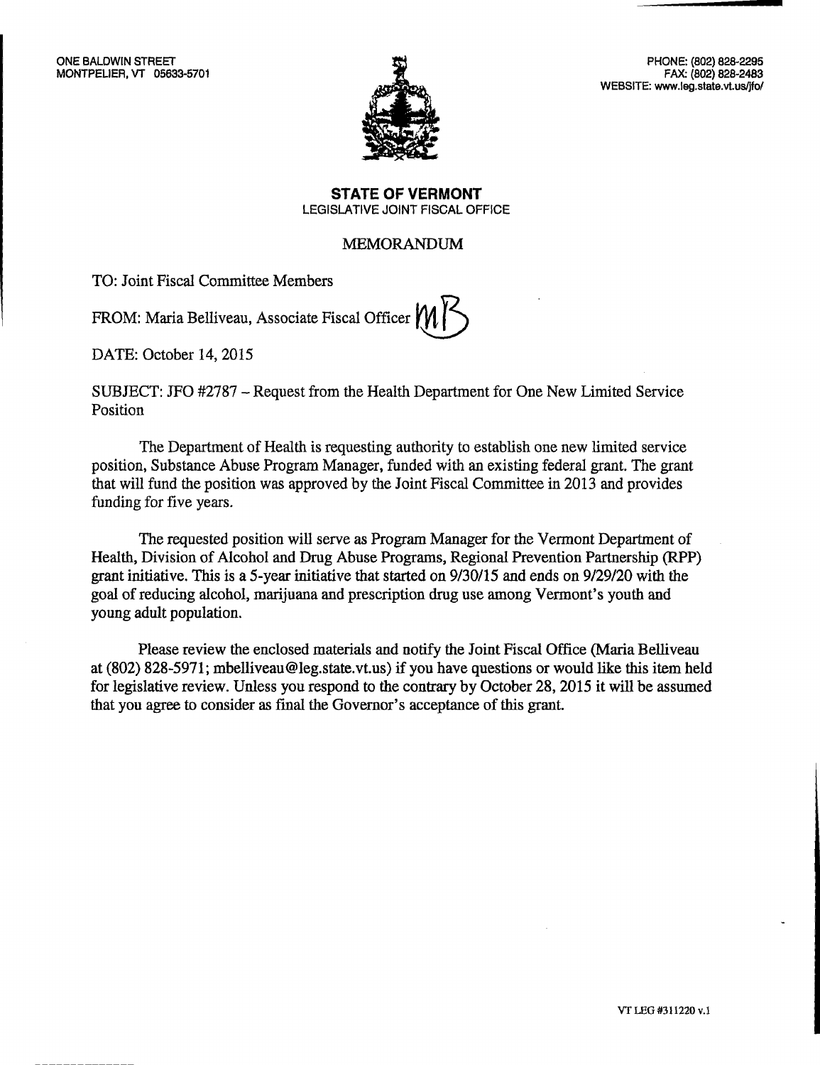ONE BALDWIN STREET
MONTPELIER, VT 05633-5701

PHONE: (802) 828-2295
FAX: (802) 828-2483
WEBSITE: www.leg.state.vt.us/jfo/

**STATE OF VERMONT**
LEGISLATIVE JOINT FISCAL OFFICE

MEMORANDUM

TO: Joint Fiscal Committee Members

FROM: Maria Belliveau, Associate Fiscal Officer MB

DATE: October 14, 2015

SUBJECT: JFO #2787 – Request from the Health Department for One New Limited Service Position

The Department of Health is requesting authority to establish one new limited service position, Substance Abuse Program Manager, funded with an existing federal grant. The grant that will fund the position was approved by the Joint Fiscal Committee in 2013 and provides funding for five years.

The requested position will serve as Program Manager for the Vermont Department of Health, Division of Alcohol and Drug Abuse Programs, Regional Prevention Partnership (RPP) grant initiative. This is a 5-year initiative that started on 9/30/15 and ends on 9/29/20 with the goal of reducing alcohol, marijuana and prescription drug use among Vermont's youth and young adult population.

Please review the enclosed materials and notify the Joint Fiscal Office (Maria Belliveau at (802) 828-5971; mbelliveau@leg.state.vt.us) if you have questions or would like this item held for legislative review. Unless you respond to the contrary by October 28, 2015 it will be assumed that you agree to consider as final the Governor's acceptance of this grant.

VT LEG #311220 v.1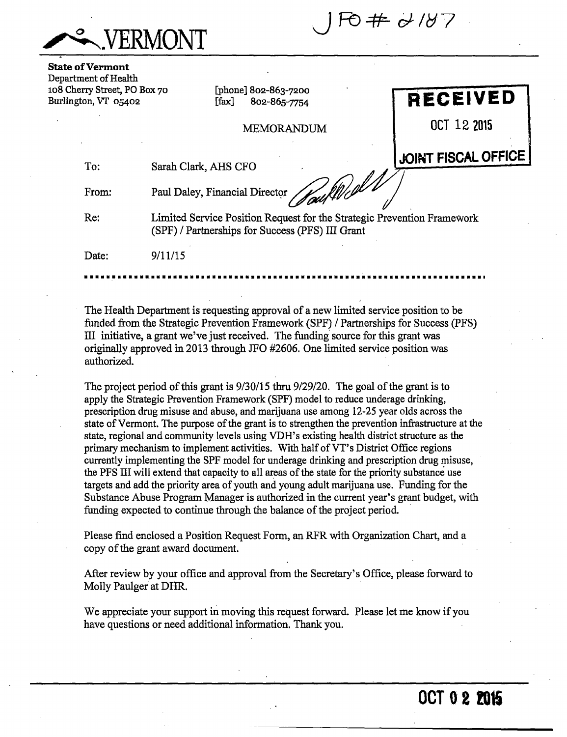VERMONT

JFO # 2187

**State of Vermont**
Department of Health
108 Cherry Street, PO Box 70
Burlington, VT 05402

[phone] 802-863-7200
[fax] 802-865-7754

RECEIVED
OCT 12 2015
JOINT FISCAL OFFICE

MEMORANDUM

To: Sarah Clark, AHS CFO

From: Paul Daley, Financial Director

Re: Limited Service Position Request for the Strategic Prevention Framework (SPF) / Partnerships for Success (PFS) III Grant

Date: 9/11/15

The Health Department is requesting approval of a new limited service position to be funded from the Strategic Prevention Framework (SPF) / Partnerships for Success (PFS) III initiative, a grant we've just received. The funding source for this grant was originally approved in 2013 through JFO #2606. One limited service position was authorized.

The project period of this grant is 9/30/15 thru 9/29/20. The goal of the grant is to apply the Strategic Prevention Framework (SPF) model to reduce underage drinking, prescription drug misuse and abuse, and marijuana use among 12-25 year olds across the state of Vermont. The purpose of the grant is to strengthen the prevention infrastructure at the state, regional and community levels using VDH's existing health district structure as the primary mechanism to implement activities. With half of VT's District Office regions currently implementing the SPF model for underage drinking and prescription drug misuse, the PFS III will extend that capacity to all areas of the state for the priority substance use targets and add the priority area of youth and young adult marijuana use. Funding for the Substance Abuse Program Manager is authorized in the current year's grant budget, with funding expected to continue through the balance of the project period.

Please find enclosed a Position Request Form, an RFR with Organization Chart, and a copy of the grant award document.

After review by your office and approval from the Secretary's Office, please forward to Molly Paulger at DHR.

We appreciate your support in moving this request forward. Please let me know if you have questions or need additional information. Thank you.

OCT 02 2015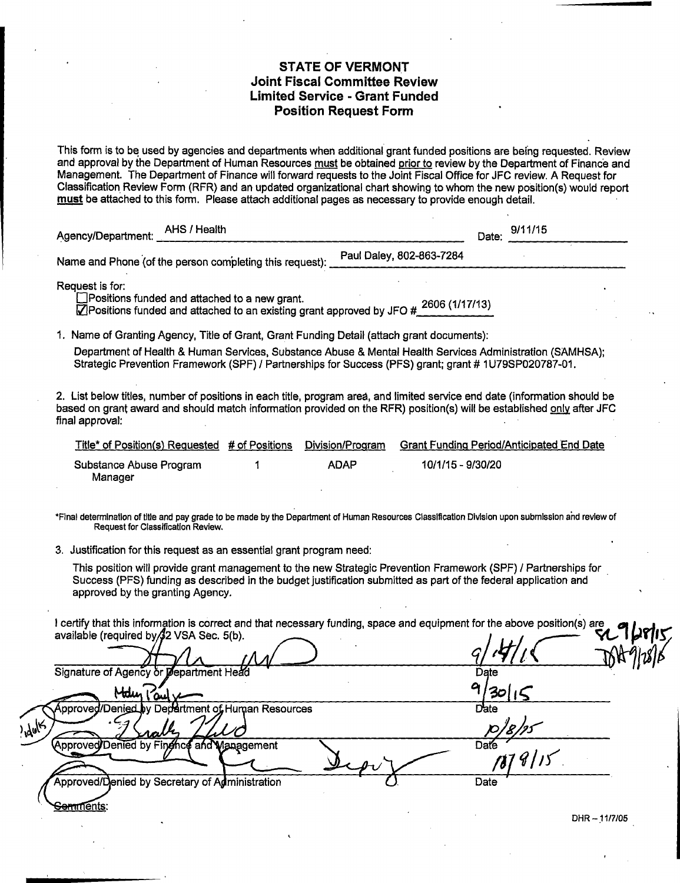# STATE OF VERMONT
## Joint Fiscal Committee Review
## Limited Service - Grant Funded
## Position Request Form

This form is to be used by agencies and departments when additional grant funded positions are being requested. Review and approval by the Department of Human Resources must be obtained prior to review by the Department of Finance and Management. The Department of Finance will forward requests to the Joint Fiscal Office for JFC review. A Request for Classification Review Form (RFR) and an updated organizational chart showing to whom the new position(s) would report **must** be attached to this form. Please attach additional pages as necessary to provide enough detail.

Agency/Department: AHS / Health  Date: 9/11/15

Name and Phone (of the person completing this request): Paul Daley, 802-863-7284

Request is for:

☐ Positions funded and attached to a new grant.
☑ Positions funded and attached to an existing grant approved by JFO # 2606 (1/17/13)

1. Name of Granting Agency, Title of Grant, Grant Funding Detail (attach grant documents):

   Department of Health & Human Services, Substance Abuse & Mental Health Services Administration (SAMHSA); Strategic Prevention Framework (SPF) / Partnerships for Success (PFS) grant; grant # 1U79SP020787-01.

2. List below titles, number of positions in each title, program area, and limited service end date (information should be based on grant award and should match information provided on the RFR) position(s) will be established only after JFC final approval:

| Title* of Position(s) Requested | # of Positions | Division/Program | Grant Funding Period/Anticipated End Date |
|---|---|---|---|
| Substance Abuse Program Manager | 1 | ADAP | 10/1/15 - 9/30/20 |

*Final determination of title and pay grade to be made by the Department of Human Resources Classification Division upon submission and review of Request for Classification Review.

3. Justification for this request as an essential grant program need:

   This position will provide grant management to the new Strategic Prevention Framework (SPF) / Partnerships for Success (PFS) funding as described in the budget justification submitted as part of the federal application and approved by the granting Agency.

I certify that this information is correct and that necessary funding, space and equipment for the above position(s) are available (required by 32 VSA Sec. 5(b).

| Signature | Date |
|---|---|
| Signature of Agency or Department Head | 9/14/15 |
| Approved/Denied by Department of Human Resources | 9/30/15 |
| Approved/Denied by Finance and Management | 10/8/15 |
| Approved/Denied by Secretary of Administration | 10/9/15 |

Comments:

DHR – 11/7/05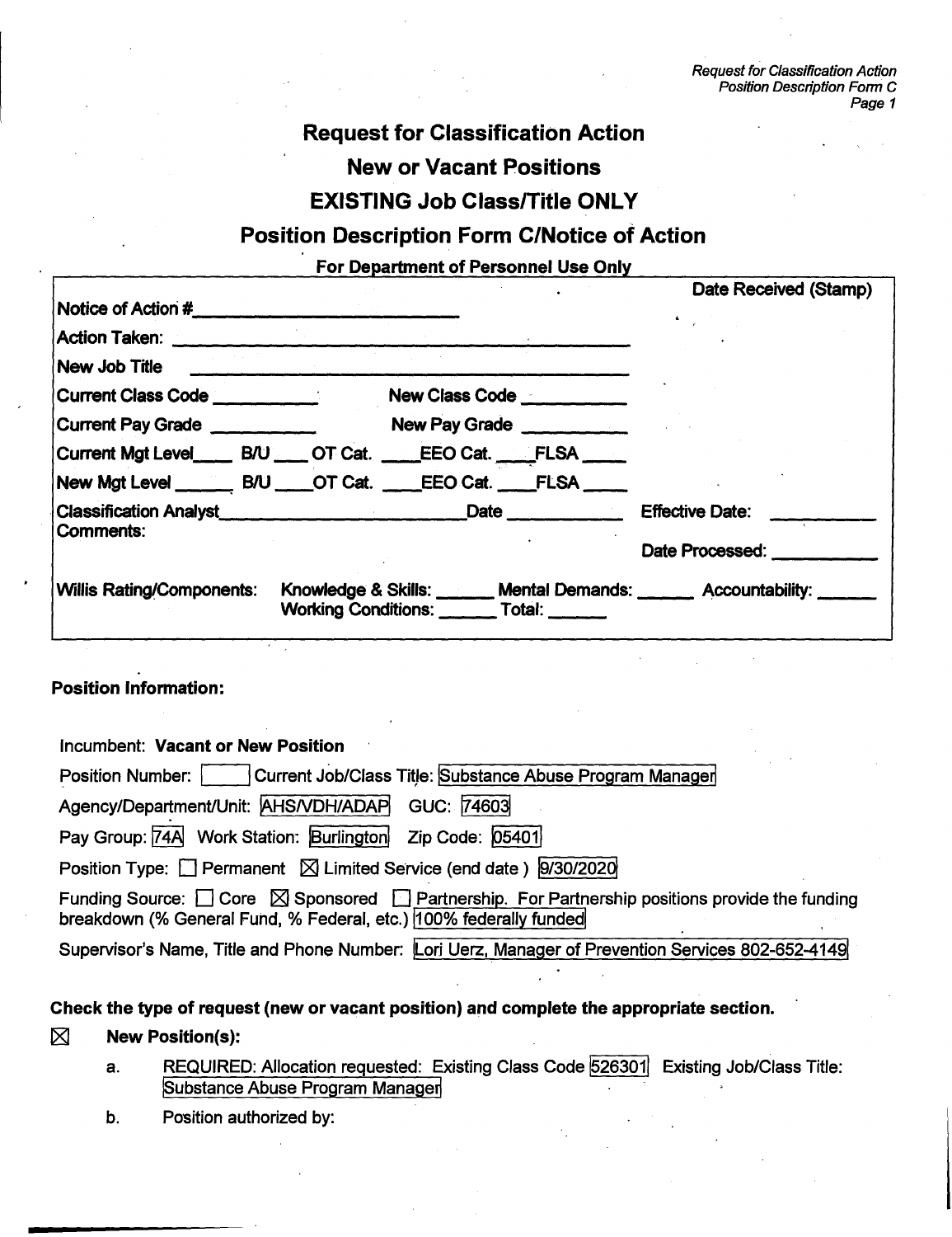# Request for Classification Action

## New or Vacant Positions

## EXISTING Job Class/Title ONLY

## Position Description Form C/Notice of Action

**For Department of Personnel Use Only**

Notice of Action #\_\_\_\_\_\_\_\_\_\_\_\_\_\_\_\_\_\_\_\_\_\_\_\_ Date Received (Stamp)

Action Taken: \_\_\_\_\_\_\_\_\_\_\_\_\_\_\_\_\_\_\_\_\_\_\_\_\_\_\_\_\_\_\_\_\_\_\_\_\_\_\_\_

New Job Title \_\_\_\_\_\_\_\_\_\_\_\_\_\_\_\_\_\_\_\_\_\_\_\_\_\_\_\_\_\_\_\_\_\_\_\_\_\_\_\_

Current Class Code \_\_\_\_\_\_\_\_\_\_ New Class Code \_\_\_\_\_\_\_\_\_\_

Current Pay Grade \_\_\_\_\_\_\_\_\_\_ New Pay Grade \_\_\_\_\_\_\_\_\_\_

Current Mgt Level\_\_\_\_ B/U \_\_\_\_ OT Cat. \_\_\_\_EEO Cat. \_\_\_\_FLSA \_\_\_\_

New Mgt Level \_\_\_\_\_\_ B/U \_\_\_\_OT Cat. \_\_\_\_EEO Cat. \_\_\_\_FLSA \_\_\_\_

Classification Analyst\_\_\_\_\_\_\_\_\_\_\_\_\_\_\_\_\_\_\_\_\_\_\_\_Date \_\_\_\_\_\_\_\_\_\_\_\_ Effective Date: \_\_\_\_\_\_\_\_\_\_

Comments: Date Processed: \_\_\_\_\_\_\_\_\_\_\_

Willis Rating/Components: Knowledge & Skills: \_\_\_\_\_\_ Mental Demands: \_\_\_\_\_\_ Accountability: \_\_\_\_\_\_ Working Conditions: \_\_\_\_\_\_ Total: \_\_\_\_\_\_

**Position Information:**

Incumbent: **Vacant or New Position**

Position Number: \_\_\_\_\_ Current Job/Class Title: Substance Abuse Program Manager

Agency/Department/Unit: AHS/VDH/ADAP GUC: 74603

Pay Group: 74A Work Station: Burlington Zip Code: 05401

Position Type: ☐ Permanent ☒ Limited Service (end date ) 9/30/2020

Funding Source: ☐ Core ☒ Sponsored ☐ Partnership. For Partnership positions provide the funding breakdown (% General Fund, % Federal, etc.) 100% federally funded

Supervisor's Name, Title and Phone Number: Lori Uerz, Manager of Prevention Services 802-652-4149

**Check the type of request (new or vacant position) and complete the appropriate section.**

☒ **New Position(s):**

a. REQUIRED: Allocation requested: Existing Class Code 526301 Existing Job/Class Title: Substance Abuse Program Manager

b. Position authorized by: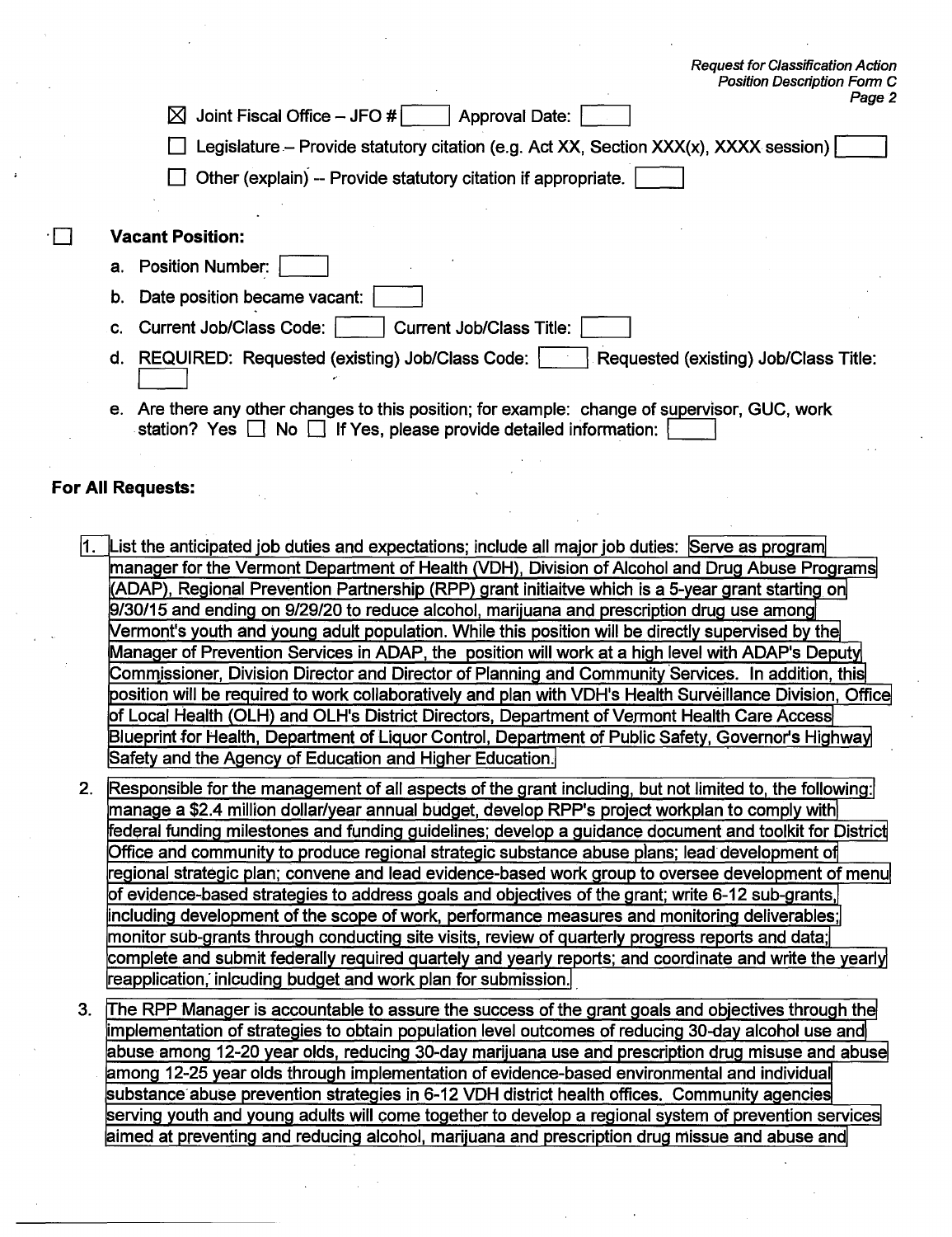☒ Joint Fiscal Office – JFO # ☐ Approval Date: ☐

☐ Legislature – Provide statutory citation (e.g. Act XX, Section XXX(x), XXXX session) ☐

☐ Other (explain) -- Provide statutory citation if appropriate. ☐

☐ **Vacant Position:**

a. Position Number: ☐

b. Date position became vacant: ☐

c. Current Job/Class Code: ☐ Current Job/Class Title: ☐

d. REQUIRED: Requested (existing) Job/Class Code: ☐ Requested (existing) Job/Class Title: ☐

e. Are there any other changes to this position; for example: change of supervisor, GUC, work station? Yes ☐ No ☐ If Yes, please provide detailed information: ☐

**For All Requests:**

1. List the anticipated job duties and expectations; include all major job duties: Serve as program manager for the Vermont Department of Health (VDH), Division of Alcohol and Drug Abuse Programs (ADAP), Regional Prevention Partnership (RPP) grant initiaitve which is a 5-year grant starting on 9/30/15 and ending on 9/29/20 to reduce alcohol, marijuana and prescription drug use among Vermont's youth and young adult population. While this position will be directly supervised by the Manager of Prevention Services in ADAP, the position will work at a high level with ADAP's Deputy Commissioner, Division Director and Director of Planning and Community Services. In addition, this position will be required to work collaboratively and plan with VDH's Health Surveillance Division, Office of Local Health (OLH) and OLH's District Directors, Department of Vermont Health Care Access Blueprint for Health, Department of Liquor Control, Department of Public Safety, Governor's Highway Safety and the Agency of Education and Higher Education.

2. Responsible for the management of all aspects of the grant including, but not limited to, the following: manage a $2.4 million dollar/year annual budget, develop RPP's project workplan to comply with federal funding milestones and funding guidelines; develop a guidance document and toolkit for District Office and community to produce regional strategic substance abuse plans; lead development of regional strategic plan; convene and lead evidence-based work group to oversee development of menu of evidence-based strategies to address goals and objectives of the grant; write 6-12 sub-grants, including development of the scope of work, performance measures and monitoring deliverables; monitor sub-grants through conducting site visits, review of quarterly progress reports and data; complete and submit federally required quartely and yearly reports; and coordinate and write the yearly reapplication, inlcuding budget and work plan for submission.

3. The RPP Manager is accountable to assure the success of the grant goals and objectives through the implementation of strategies to obtain population level outcomes of reducing 30-day alcohol use and abuse among 12-20 year olds, reducing 30-day marijuana use and prescription drug misuse and abuse among 12-25 year olds through implementation of evidence-based environmental and individual substance abuse prevention strategies in 6-12 VDH district health offices. Community agencies serving youth and young adults will come together to develop a regional system of prevention services aimed at preventing and reducing alcohol, marijuana and prescription drug missue and abuse and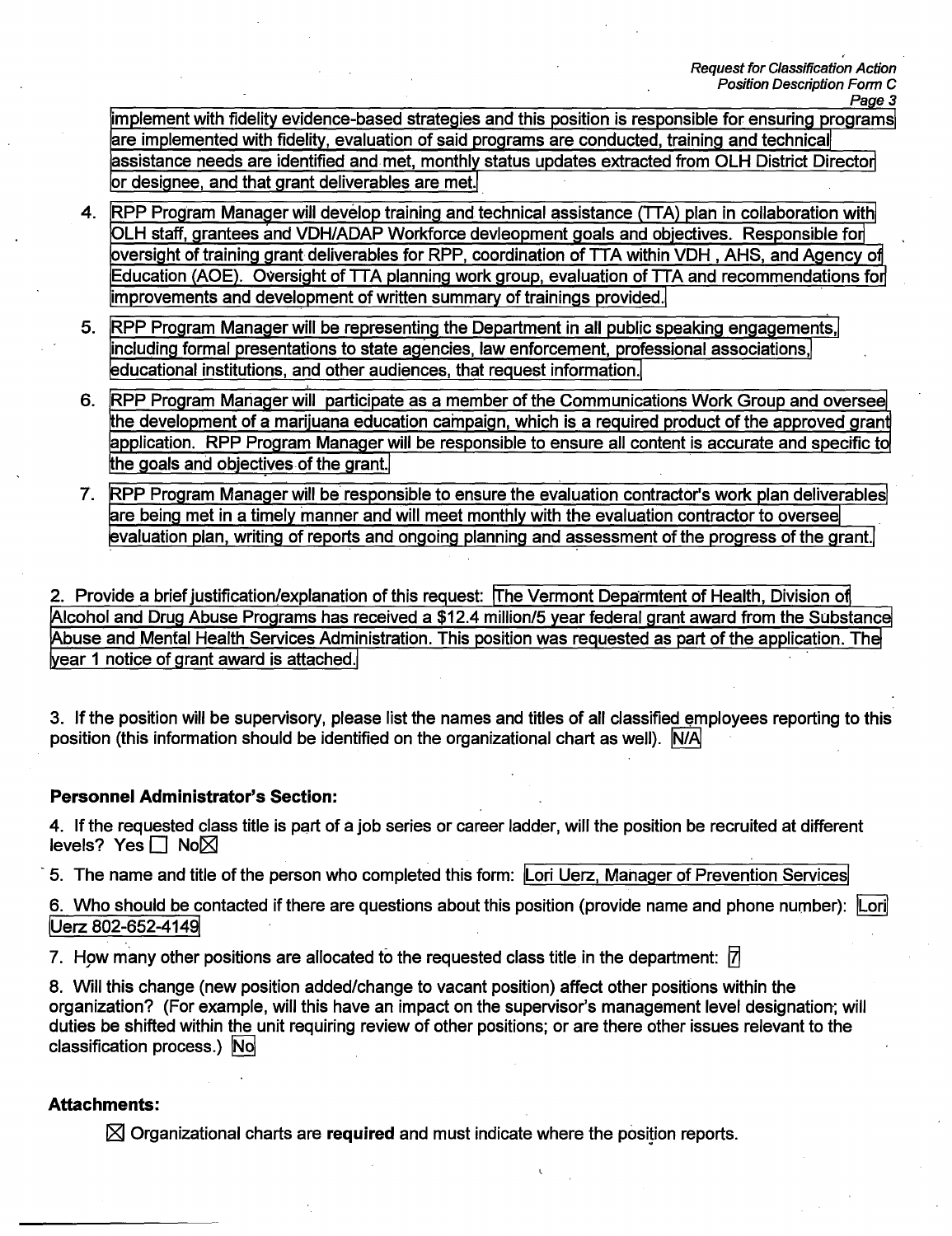implement with fidelity evidence-based strategies and this position is responsible for ensuring programs are implemented with fidelity, evaluation of said programs are conducted, training and technical assistance needs are identified and met, monthly status updates extracted from OLH District Director or designee, and that grant deliverables are met.

4. RPP Program Manager will develop training and technical assistance (TTA) plan in collaboration with OLH staff, grantees and VDH/ADAP Workforce devleopment goals and objectives. Responsible for oversight of training grant deliverables for RPP, coordination of TTA within VDH , AHS, and Agency of Education (AOE). Oversight of TTA planning work group, evaluation of TTA and recommendations for improvements and development of written summary of trainings provided.
5. RPP Program Manager will be representing the Department in all public speaking engagements, including formal presentations to state agencies, law enforcement, professional associations, educational institutions, and other audiences, that request information.
6. RPP Program Manager will participate as a member of the Communications Work Group and oversee the development of a marijuana education campaign, which is a required product of the approved grant application. RPP Program Manager will be responsible to ensure all content is accurate and specific to the goals and objectives of the grant.
7. RPP Program Manager will be responsible to ensure the evaluation contractor's work plan deliverables are being met in a timely manner and will meet monthly with the evaluation contractor to oversee evaluation plan, writing of reports and ongoing planning and assessment of the progress of the grant.

2. Provide a brief justification/explanation of this request: The Vermont Deparmtent of Health, Division of Alcohol and Drug Abuse Programs has received a $12.4 million/5 year federal grant award from the Substance Abuse and Mental Health Services Administration. This position was requested as part of the application. The year 1 notice of grant award is attached.

3. If the position will be supervisory, please list the names and titles of all classified employees reporting to this position (this information should be identified on the organizational chart as well). N/A

### Personnel Administrator's Section:

4. If the requested class title is part of a job series or career ladder, will the position be recruited at different levels? Yes ☐ No ☒

5. The name and title of the person who completed this form: Lori Uerz, Manager of Prevention Services

6. Who should be contacted if there are questions about this position (provide name and phone number): Lori Uerz 802-652-4149

7. How many other positions are allocated to the requested class title in the department: 7

8. Will this change (new position added/change to vacant position) affect other positions within the organization? (For example, will this have an impact on the supervisor's management level designation; will duties be shifted within the unit requiring review of other positions; or are there other issues relevant to the classification process.) No

### Attachments:

☒ Organizational charts are **required** and must indicate where the position reports.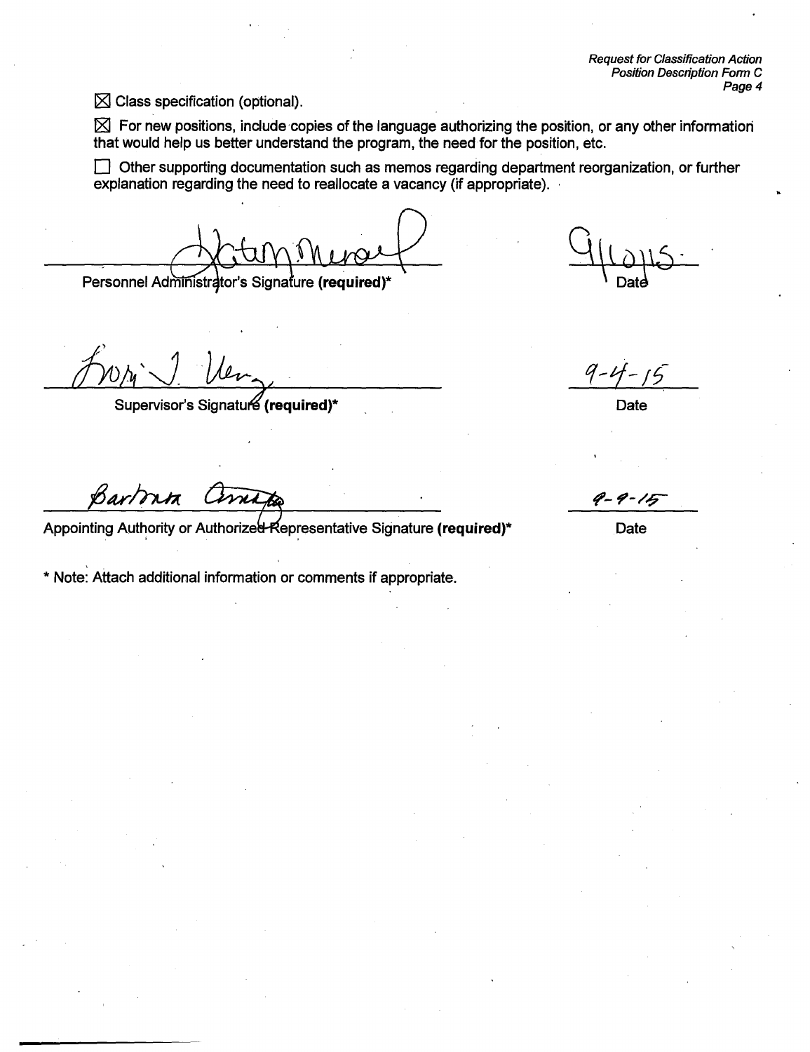☒ Class specification (optional).

☒ For new positions, include copies of the language authorizing the position, or any other information that would help us better understand the program, the need for the position, etc.

☐ Other supporting documentation such as memos regarding department reorganization, or further explanation regarding the need to reallocate a vacancy (if appropriate).

Personnel Administrator's Signature **(required)*** — Date: 9/10/15

Supervisor's Signature **(required)*** — Date: 9-4-15

Barbara [signature]

Appointing Authority or Authorized Representative Signature **(required)*** — Date: 9-9-15

\* Note: Attach additional information or comments if appropriate.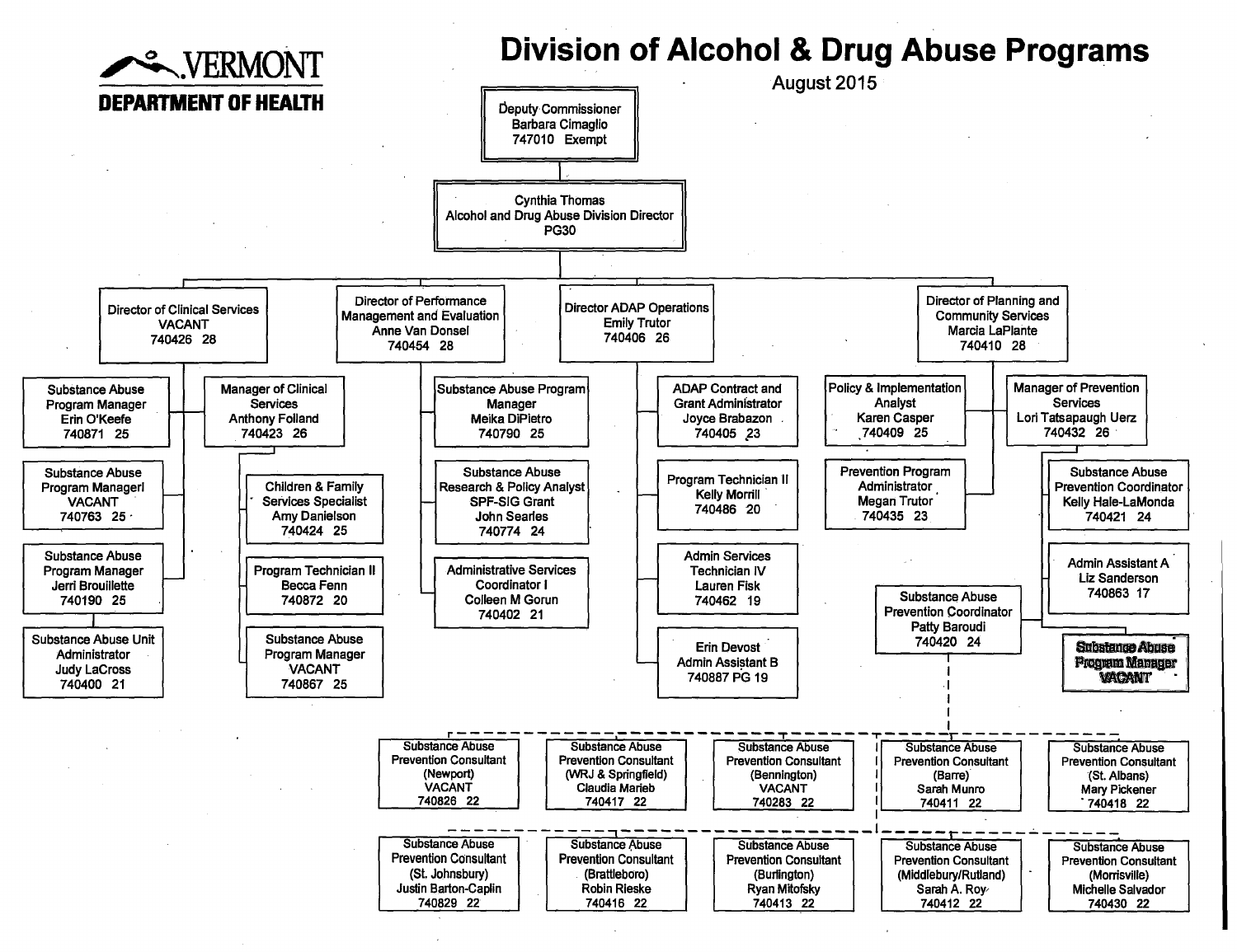**VERMONT DEPARTMENT OF HEALTH**

# Division of Alcohol & Drug Abuse Programs

August 2015

- Deputy Commissioner, Barbara Cimaglio, 747010 Exempt
  - Cynthia Thomas, Alcohol and Drug Abuse Division Director, PG30
    - Director of Clinical Services, VACANT, 740426 28
      - Substance Abuse Program Manager, Erin O'Keefe, 740871 25
      - Substance Abuse Program Managerl, VACANT, 740763 25
      - Substance Abuse Program Manager, Jerri Brouillette, 740190 25
        - Substance Abuse Unit Administrator, Judy LaCross, 740400 21
      - Manager of Clinical Services, Anthony Folland, 740423 26
        - Children & Family Services Specialist, Amy Danielson, 740424 25
        - Program Technician II, Becca Fenn, 740872 20
        - Substance Abuse Program Manager, VACANT, 740867 25
    - Director of Performance Management and Evaluation, Anne Van Donsel, 740454 28
      - Substance Abuse Program Manager, Meika DiPietro, 740790 25
      - Substance Abuse Research & Policy Analyst SPF-SIG Grant, John Searles, 740774 24
      - Administrative Services Coordinator I, Colleen M Gorun, 740402 21
    - Director ADAP Operations, Emily Trutor, 740406 26
      - ADAP Contract and Grant Administrator, Joyce Brabazon, 740405 23
      - Program Technician II, Kelly Morrill, 740486 20
      - Admin Services Technician IV, Lauren Fisk, 740462 19
      - Erin Devost, Admin Assistant B, 740887 PG 19
    - Director of Planning and Community Services, Marcia LaPlante, 740410 28
      - Policy & Implementation Analyst, Karen Casper, 740409 25
      - Prevention Program Administrator, Megan Trutor, 740435 23
      - Manager of Prevention Services, Lori Tatsapaugh Uerz, 740432 26
        - Substance Abuse Prevention Coordinator, Kelly Hale-LaMonda, 740421 24
        - Admin Assistant A, Liz Sanderson, 740863 17
        - Substance Abuse Prevention Coordinator, Patty Baroudi, 740420 24
          - Substance Abuse Prevention Consultant (Newport), VACANT, 740826 22
          - Substance Abuse Prevention Consultant (WRJ & Springfield), Claudia Marieb, 740417 22
          - Substance Abuse Prevention Consultant (Bennington), VACANT, 740283 22
          - Substance Abuse Prevention Consultant (Barre), Sarah Munro, 740411 22
          - Substance Abuse Prevention Consultant (St. Albans), Mary Pickener, 740418 22
          - Substance Abuse Prevention Consultant (St. Johnsbury), Justin Barton-Caplin, 740829 22
          - Substance Abuse Prevention Consultant (Brattleboro), Robin Rieske, 740416 22
          - Substance Abuse Prevention Consultant (Burlington), Ryan Mitofsky, 740413 22
          - Substance Abuse Prevention Consultant (Middlebury/Rutland), Sarah A. Roy, 740412 22
          - Substance Abuse Prevention Consultant (Morrisville), Michelle Salvador, 740430 22
        - Substance Abuse Program Manager, VACANT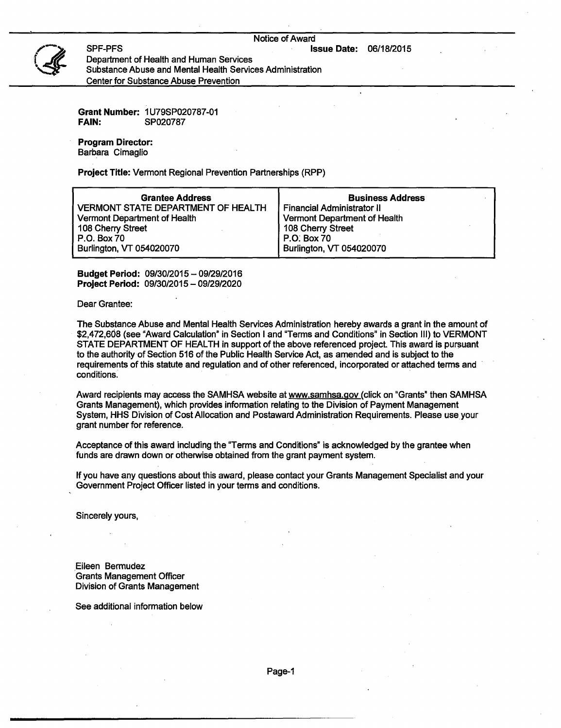Notice of Award

SPF-PFS **Issue Date:** 06/18/2015

Department of Health and Human Services
Substance Abuse and Mental Health Services Administration
Center for Substance Abuse Prevention

**Grant Number:** 1U79SP020787-01
**FAIN:** SP020787

**Program Director:**
Barbara Cimaglio

**Project Title:** Vermont Regional Prevention Partnerships (RPP)

| Grantee Address | Business Address |
|---|---|
| VERMONT STATE DEPARTMENT OF HEALTH<br>Vermont Department of Health<br>108 Cherry Street<br>P.O. Box 70<br>Burlington, VT 054020070 | Financial Administrator II<br>Vermont Department of Health<br>108 Cherry Street<br>P.O. Box 70<br>Burlington, VT 054020070 |

**Budget Period:** 09/30/2015 – 09/29/2016
**Project Period:** 09/30/2015 – 09/29/2020

Dear Grantee:

The Substance Abuse and Mental Health Services Administration hereby awards a grant in the amount of $2,472,608 (see "Award Calculation" in Section I and "Terms and Conditions" in Section III) to VERMONT STATE DEPARTMENT OF HEALTH in support of the above referenced project. This award is pursuant to the authority of Section 516 of the Public Health Service Act, as amended and is subject to the requirements of this statute and regulation and of other referenced, incorporated or attached terms and conditions.

Award recipients may access the SAMHSA website at www.samhsa.gov (click on "Grants" then SAMHSA Grants Management), which provides information relating to the Division of Payment Management System, HHS Division of Cost Allocation and Postaward Administration Requirements. Please use your grant number for reference.

Acceptance of this award including the "Terms and Conditions" is acknowledged by the grantee when funds are drawn down or otherwise obtained from the grant payment system.

If you have any questions about this award, please contact your Grants Management Specialist and your Government Project Officer listed in your terms and conditions.

Sincerely yours,

Eileen Bermudez
Grants Management Officer
Division of Grants Management

See additional information below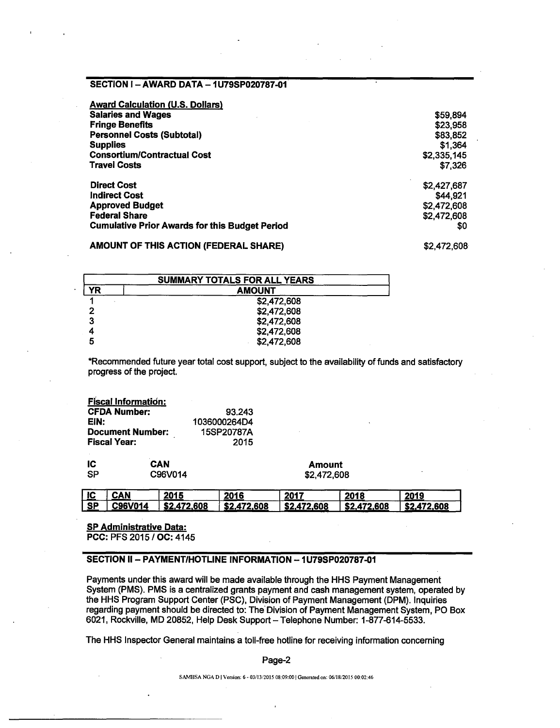## SECTION I – AWARD DATA – 1U79SP020787-01

**Award Calculation (U.S. Dollars)**

| | |
|---|---|
| **Salaries and Wages** | $59,894 |
| **Fringe Benefits** | $23,958 |
| **Personnel Costs (Subtotal)** | $83,852 |
| **Supplies** | $1,364 |
| **Consortium/Contractual Cost** | $2,335,145 |
| **Travel Costs** | $7,326 |
| | |
| **Direct Cost** | $2,427,687 |
| **Indirect Cost** | $44,921 |
| **Approved Budget** | $2,472,608 |
| **Federal Share** | $2,472,608 |
| **Cumulative Prior Awards for this Budget Period** | $0 |
| | |
| **AMOUNT OF THIS ACTION (FEDERAL SHARE)** | $2,472,608 |

| SUMMARY TOTALS FOR ALL YEARS | |
|---|---|
| **YR** | **AMOUNT** |
| 1 | $2,472,608 |
| 2 | $2,472,608 |
| 3 | $2,472,608 |
| 4 | $2,472,608 |
| 5 | $2,472,608 |

*Recommended future year total cost support, subject to the availability of funds and satisfactory progress of the project.

**Fiscal Information:**

| | |
|---|---|
| **CFDA Number:** | 93.243 |
| **EIN:** | 1036000264D4 |
| **Document Number:** | 15SP20787A |
| **Fiscal Year:** | 2015 |

| IC | CAN | Amount |
|---|---|---|
| SP | C96V014 | $2,472,608 |

| IC | CAN | 2015 | 2016 | 2017 | 2018 | 2019 |
|---|---|---|---|---|---|---|
| SP | C96V014 | $2,472,608 | $2,472,608 | $2,472,608 | $2,472,608 | $2,472,608 |

**SP Administrative Data:**
**PCC:** PFS 2015 / **OC:** 4145

## SECTION II – PAYMENT/HOTLINE INFORMATION – 1U79SP020787-01

Payments under this award will be made available through the HHS Payment Management System (PMS). PMS is a centralized grants payment and cash management system, operated by the HHS Program Support Center (PSC), Division of Payment Management (DPM). Inquiries regarding payment should be directed to: The Division of Payment Management System, PO Box 6021, Rockville, MD 20852, Help Desk Support – Telephone Number: 1-877-614-5533.

The HHS Inspector General maintains a toll-free hotline for receiving information concerning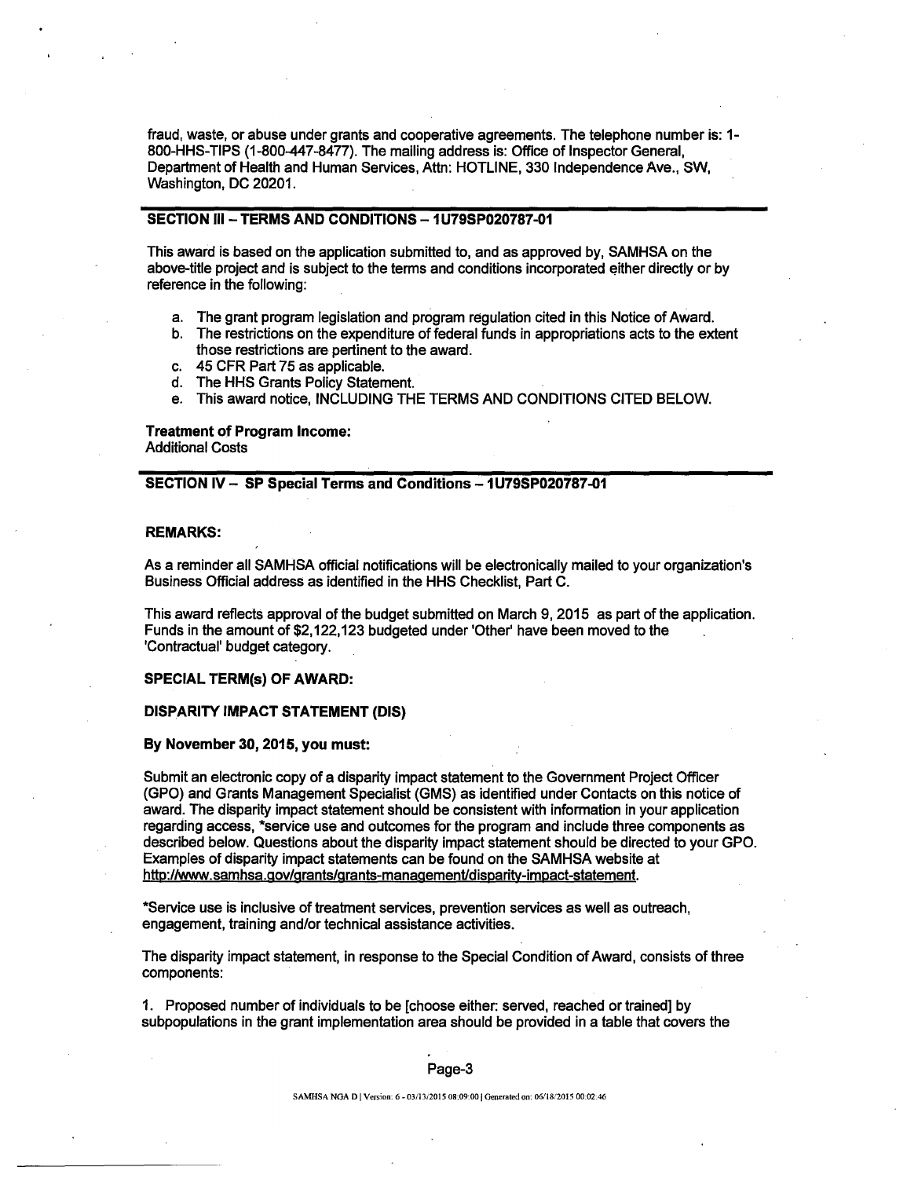fraud, waste, or abuse under grants and cooperative agreements. The telephone number is: 1-800-HHS-TIPS (1-800-447-8477). The mailing address is: Office of Inspector General, Department of Health and Human Services, Attn: HOTLINE, 330 Independence Ave., SW, Washington, DC 20201.

## SECTION III – TERMS AND CONDITIONS – 1U79SP020787-01

This award is based on the application submitted to, and as approved by, SAMHSA on the above-title project and is subject to the terms and conditions incorporated either directly or by reference in the following:

a. The grant program legislation and program regulation cited in this Notice of Award.
b. The restrictions on the expenditure of federal funds in appropriations acts to the extent those restrictions are pertinent to the award.
c. 45 CFR Part 75 as applicable.
d. The HHS Grants Policy Statement.
e. This award notice, INCLUDING THE TERMS AND CONDITIONS CITED BELOW.

**Treatment of Program Income:**
Additional Costs

## SECTION IV – SP Special Terms and Conditions – 1U79SP020787-01

**REMARKS:**

As a reminder all SAMHSA official notifications will be electronically mailed to your organization's Business Official address as identified in the HHS Checklist, Part C.

This award reflects approval of the budget submitted on March 9, 2015 as part of the application. Funds in the amount of $2,122,123 budgeted under 'Other' have been moved to the 'Contractual' budget category.

**SPECIAL TERM(s) OF AWARD:**

**DISPARITY IMPACT STATEMENT (DIS)**

**By November 30, 2015, you must:**

Submit an electronic copy of a disparity impact statement to the Government Project Officer (GPO) and Grants Management Specialist (GMS) as identified under Contacts on this notice of award. The disparity impact statement should be consistent with information in your application regarding access, *service use and outcomes for the program and include three components as described below. Questions about the disparity impact statement should be directed to your GPO. Examples of disparity impact statements can be found on the SAMHSA website at http://www.samhsa.gov/grants/grants-management/disparity-impact-statement.

*Service use is inclusive of treatment services, prevention services as well as outreach, engagement, training and/or technical assistance activities.

The disparity impact statement, in response to the Special Condition of Award, consists of three components:

1. Proposed number of individuals to be [choose either: served, reached or trained] by subpopulations in the grant implementation area should be provided in a table that covers the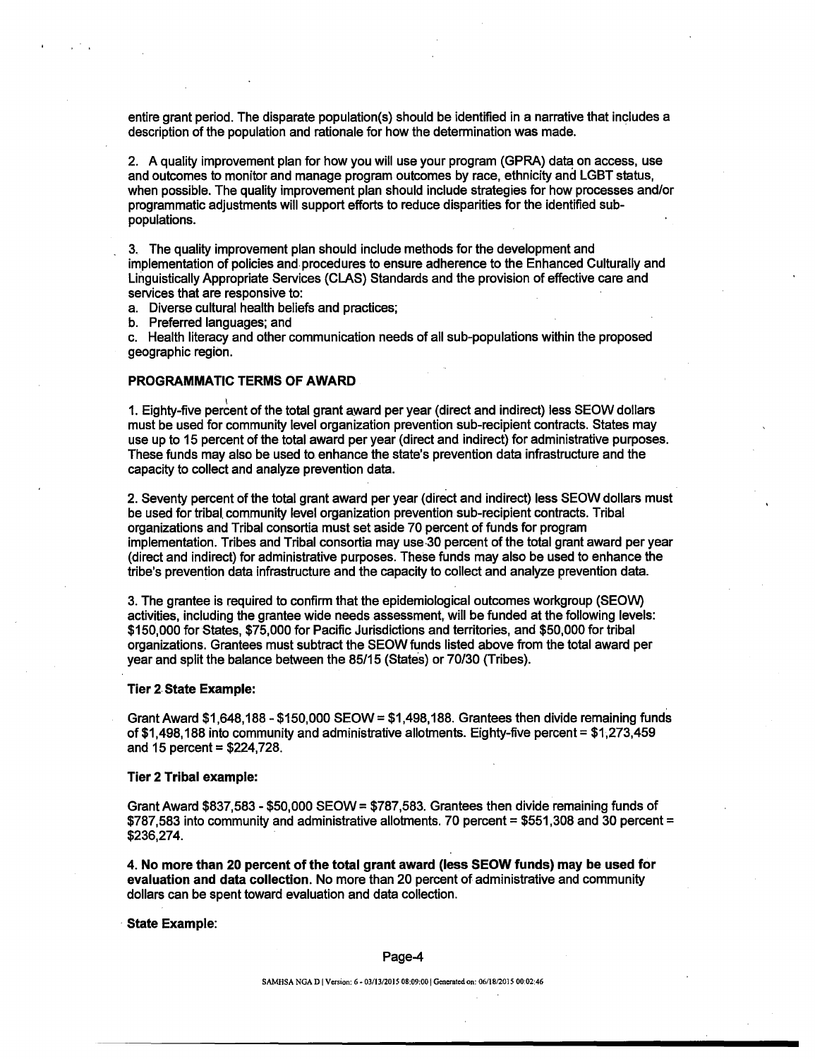entire grant period. The disparate population(s) should be identified in a narrative that includes a description of the population and rationale for how the determination was made.

2. A quality improvement plan for how you will use your program (GPRA) data on access, use and outcomes to monitor and manage program outcomes by race, ethnicity and LGBT status, when possible. The quality improvement plan should include strategies for how processes and/or programmatic adjustments will support efforts to reduce disparities for the identified sub-populations.

3. The quality improvement plan should include methods for the development and implementation of policies and procedures to ensure adherence to the Enhanced Culturally and Linguistically Appropriate Services (CLAS) Standards and the provision of effective care and services that are responsive to:

a. Diverse cultural health beliefs and practices;
b. Preferred languages; and
c. Health literacy and other communication needs of all sub-populations within the proposed geographic region.

**PROGRAMMATIC TERMS OF AWARD**

1. Eighty-five percent of the total grant award per year (direct and indirect) less SEOW dollars must be used for community level organization prevention sub-recipient contracts. States may use up to 15 percent of the total award per year (direct and indirect) for administrative purposes. These funds may also be used to enhance the state's prevention data infrastructure and the capacity to collect and analyze prevention data.

2. Seventy percent of the total grant award per year (direct and indirect) less SEOW dollars must be used for tribal community level organization prevention sub-recipient contracts. Tribal organizations and Tribal consortia must set aside 70 percent of funds for program implementation. Tribes and Tribal consortia may use 30 percent of the total grant award per year (direct and indirect) for administrative purposes. These funds may also be used to enhance the tribe's prevention data infrastructure and the capacity to collect and analyze prevention data.

3. The grantee is required to confirm that the epidemiological outcomes workgroup (SEOW) activities, including the grantee wide needs assessment, will be funded at the following levels: $150,000 for States, $75,000 for Pacific Jurisdictions and territories, and $50,000 for tribal organizations. Grantees must subtract the SEOW funds listed above from the total award per year and split the balance between the 85/15 (States) or 70/30 (Tribes).

**Tier 2 State Example:**

Grant Award $1,648,188 - $150,000 SEOW = $1,498,188. Grantees then divide remaining funds of $1,498,188 into community and administrative allotments. Eighty-five percent = $1,273,459 and 15 percent = $224,728.

**Tier 2 Tribal example:**

Grant Award $837,583 - $50,000 SEOW = $787,583. Grantees then divide remaining funds of $787,583 into community and administrative allotments. 70 percent = $551,308 and 30 percent = $236,274.

4. **No more than 20 percent of the total grant award (less SEOW funds) may be used for evaluation and data collection.** No more than 20 percent of administrative and community dollars can be spent toward evaluation and data collection.

**State Example:**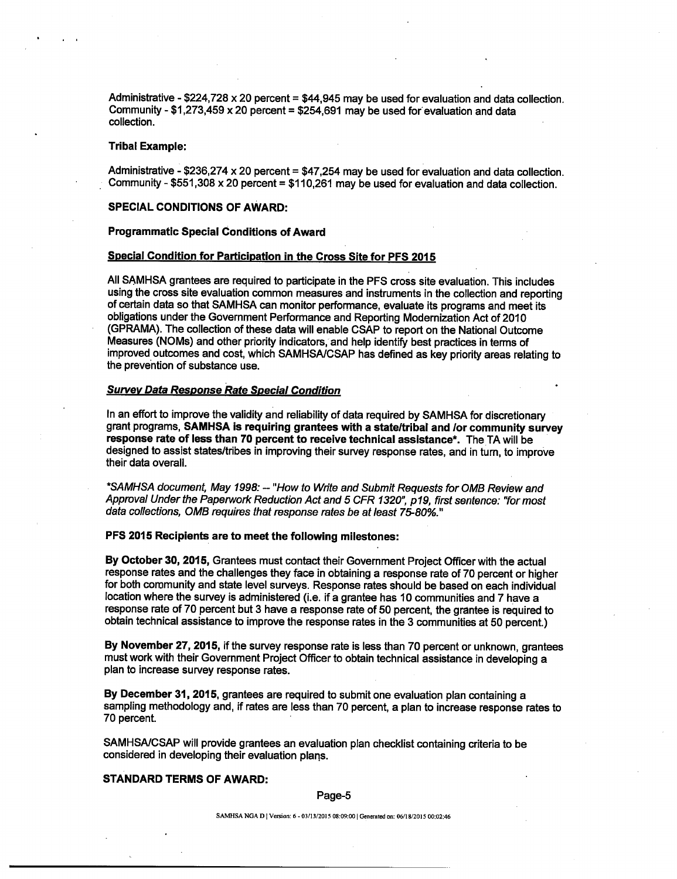Administrative - $224,728 x 20 percent = $44,945 may be used for evaluation and data collection.
Community - $1,273,459 x 20 percent = $254,691 may be used for evaluation and data collection.

**Tribal Example:**

Administrative - $236,274 x 20 percent = $47,254 may be used for evaluation and data collection.
Community - $551,308 x 20 percent = $110,261 may be used for evaluation and data collection.

**SPECIAL CONDITIONS OF AWARD:**

**Programmatic Special Conditions of Award**

**Special Condition for Participation in the Cross Site for PFS 2015**

All SAMHSA grantees are required to participate in the PFS cross site evaluation. This includes using the cross site evaluation common measures and instruments in the collection and reporting of certain data so that SAMHSA can monitor performance, evaluate its programs and meet its obligations under the Government Performance and Reporting Modernization Act of 2010 (GPRAMA). The collection of these data will enable CSAP to report on the National Outcome Measures (NOMs) and other priority indicators, and help identify best practices in terms of improved outcomes and cost, which SAMHSA/CSAP has defined as key priority areas relating to the prevention of substance use.

***Survey Data Response Rate Special Condition***

In an effort to improve the validity and reliability of data required by SAMHSA for discretionary grant programs, **SAMHSA is requiring grantees with a state/tribal and /or community survey response rate of less than 70 percent to receive technical assistance\***. The TA will be designed to assist states/tribes in improving their survey response rates, and in turn, to improve their data overall.

*\*SAMHSA document, May 1998: -- "How to Write and Submit Requests for OMB Review and Approval Under the Paperwork Reduction Act and 5 CFR 1320", p19, first sentence: "for most data collections, OMB requires that response rates be at least 75-80%."*

**PFS 2015 Recipients are to meet the following milestones:**

**By October 30, 2015,** Grantees must contact their Government Project Officer with the actual response rates and the challenges they face in obtaining a response rate of 70 percent or higher for both community and state level surveys. Response rates should be based on each individual location where the survey is administered (i.e. if a grantee has 10 communities and 7 have a response rate of 70 percent but 3 have a response rate of 50 percent, the grantee is required to obtain technical assistance to improve the response rates in the 3 communities at 50 percent.)

**By November 27, 2015,** if the survey response rate is less than 70 percent or unknown, grantees must work with their Government Project Officer to obtain technical assistance in developing a plan to increase survey response rates.

**By December 31, 2015,** grantees are required to submit one evaluation plan containing a sampling methodology and, if rates are less than 70 percent, a plan to increase response rates to 70 percent.

SAMHSA/CSAP will provide grantees an evaluation plan checklist containing criteria to be considered in developing their evaluation plans.

**STANDARD TERMS OF AWARD:**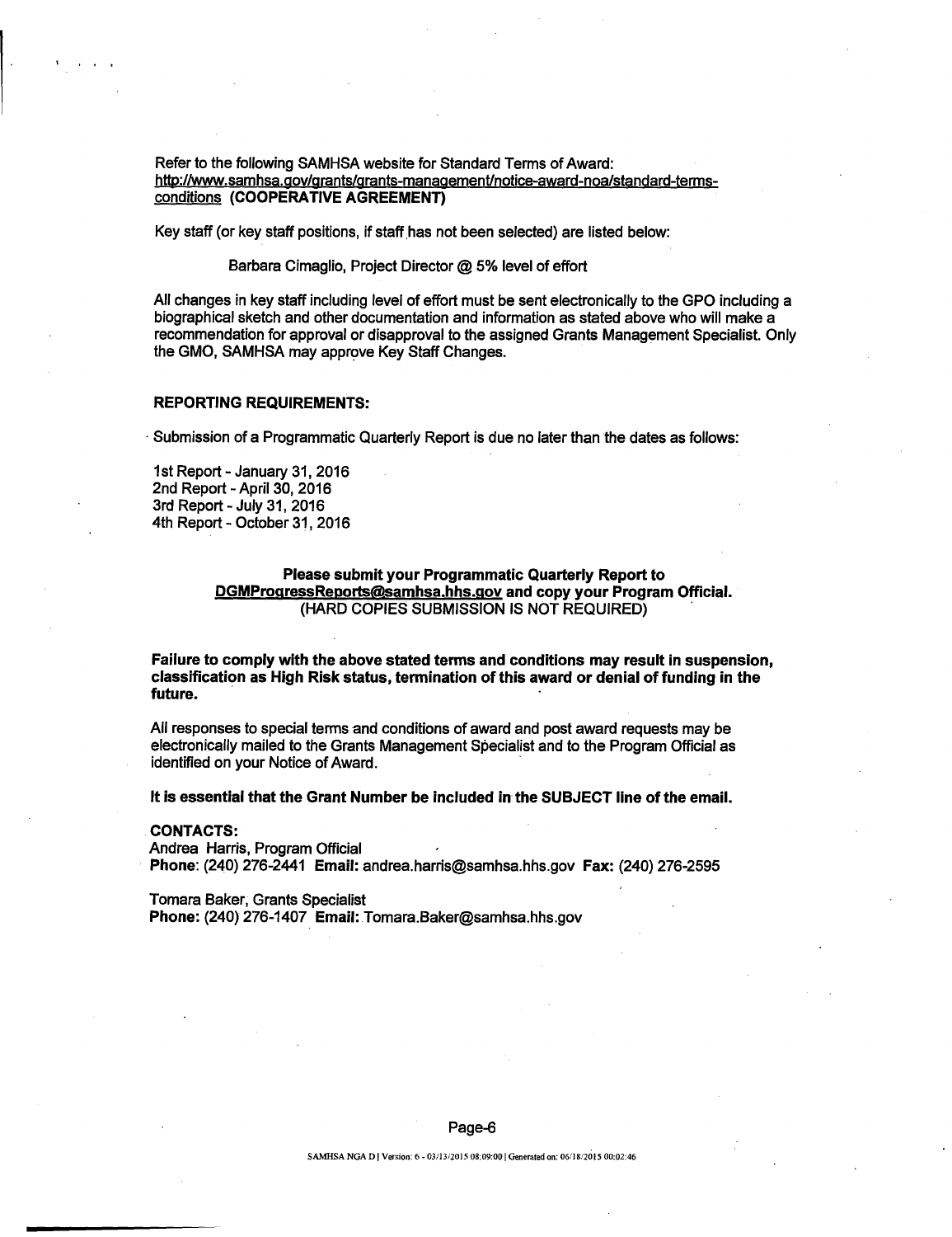Refer to the following SAMHSA website for Standard Terms of Award: http://www.samhsa.gov/grants/grants-management/notice-award-noa/standard-terms-conditions **(COOPERATIVE AGREEMENT)**

Key staff (or key staff positions, if staff has not been selected) are listed below:

Barbara Cimaglio, Project Director @ 5% level of effort

All changes in key staff including level of effort must be sent electronically to the GPO including a biographical sketch and other documentation and information as stated above who will make a recommendation for approval or disapproval to the assigned Grants Management Specialist. Only the GMO, SAMHSA may approve Key Staff Changes.

**REPORTING REQUIREMENTS:**

Submission of a Programmatic Quarterly Report is due no later than the dates as follows:

1st Report - January 31, 2016
2nd Report - April 30, 2016
3rd Report - July 31, 2016
4th Report - October 31, 2016

**Please submit your Programmatic Quarterly Report to DGMProgressReports@samhsa.hhs.gov and copy your Program Official.**
(HARD COPIES SUBMISSION IS NOT REQUIRED)

**Failure to comply with the above stated terms and conditions may result in suspension, classification as High Risk status, termination of this award or denial of funding in the future.**

All responses to special terms and conditions of award and post award requests may be electronically mailed to the Grants Management Specialist and to the Program Official as identified on your Notice of Award.

**It is essential that the Grant Number be included in the SUBJECT line of the email.**

**CONTACTS:**
Andrea Harris, Program Official
**Phone:** (240) 276-2441 **Email:** andrea.harris@samhsa.hhs.gov **Fax:** (240) 276-2595

Tomara Baker, Grants Specialist
**Phone:** (240) 276-1407 **Email:** Tomara.Baker@samhsa.hhs.gov